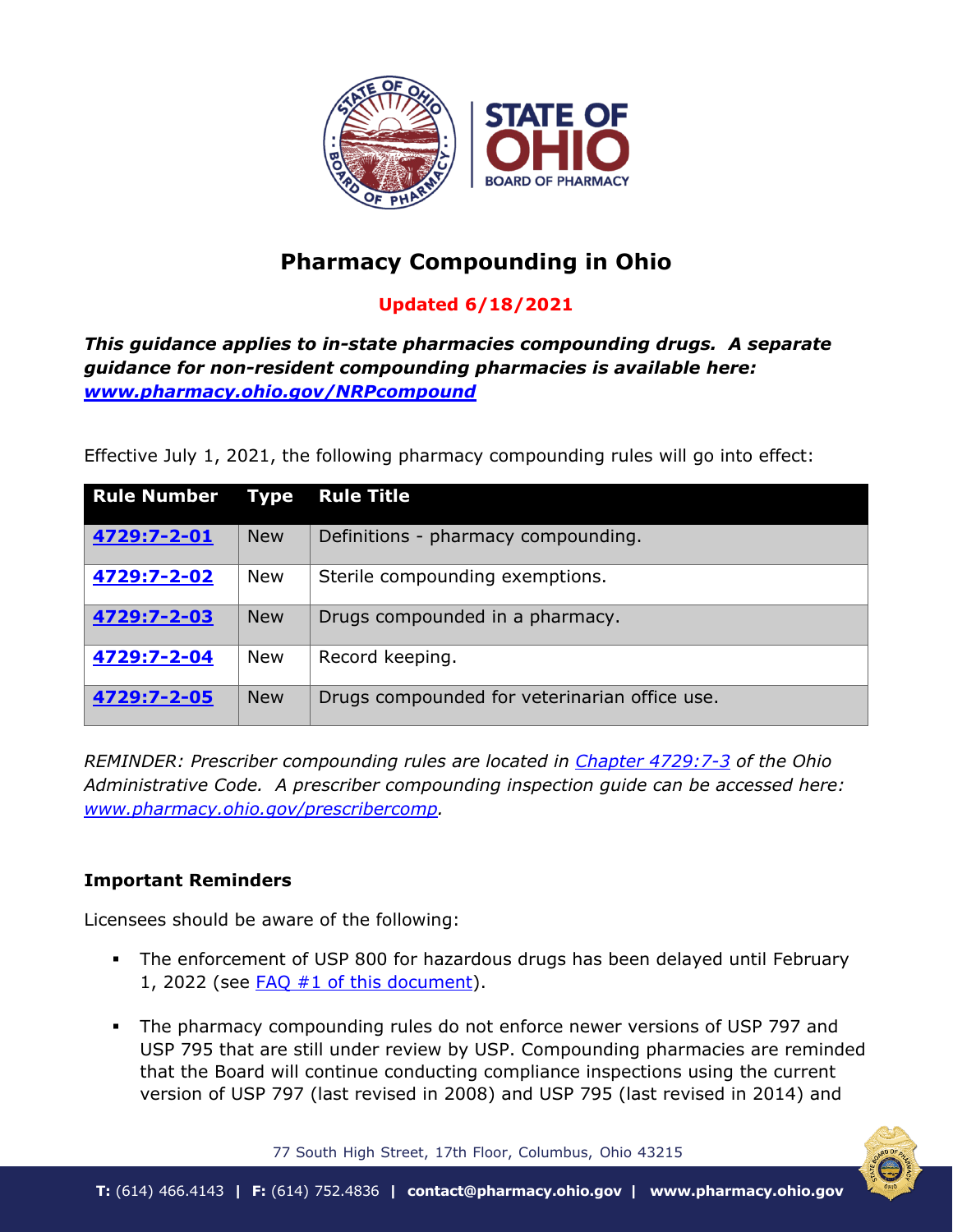# Pharmacy Compounding in Ohio

**Updated 6/18/2021**

***This guidance applies to in-state pharmacies compounding drugs. A separate guidance for non-resident compounding pharmacies is available here: www.pharmacy.ohio.gov/NRPcompound***

Effective July 1, 2021, the following pharmacy compounding rules will go into effect:

| Rule Number | Type | Rule Title |
| --- | --- | --- |
| **4729:7-2-01** | New | Definitions - pharmacy compounding. |
| **4729:7-2-02** | New | Sterile compounding exemptions. |
| **4729:7-2-03** | New | Drugs compounded in a pharmacy. |
| **4729:7-2-04** | New | Record keeping. |
| **4729:7-2-05** | New | Drugs compounded for veterinarian office use. |

*REMINDER: Prescriber compounding rules are located in Chapter 4729:7-3 of the Ohio Administrative Code. A prescriber compounding inspection guide can be accessed here: www.pharmacy.ohio.gov/prescribercomp.*

**Important Reminders**

Licensees should be aware of the following:

- The enforcement of USP 800 for hazardous drugs has been delayed until February 1, 2022 (see FAQ #1 of this document).
- The pharmacy compounding rules do not enforce newer versions of USP 797 and USP 795 that are still under review by USP. Compounding pharmacies are reminded that the Board will continue conducting compliance inspections using the current version of USP 797 (last revised in 2008) and USP 795 (last revised in 2014) and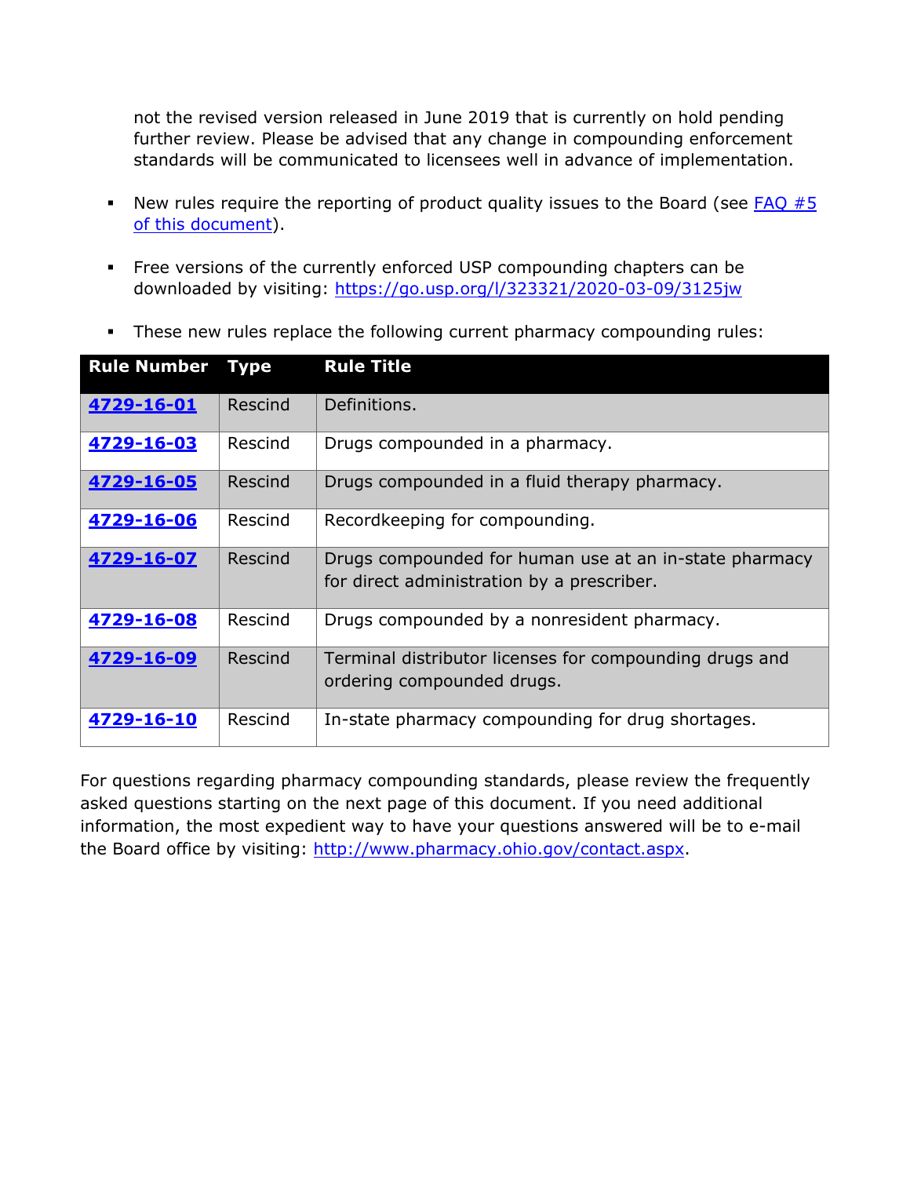not the revised version released in June 2019 that is currently on hold pending further review. Please be advised that any change in compounding enforcement standards will be communicated to licensees well in advance of implementation.

- New rules require the reporting of product quality issues to the Board (see [FAQ #5 of this document](#)).

- Free versions of the currently enforced USP compounding chapters can be downloaded by visiting: [https://go.usp.org/l/323321/2020-03-09/3125jw](https://go.usp.org/l/323321/2020-03-09/3125jw)

- These new rules replace the following current pharmacy compounding rules:

| Rule Number | Type | Rule Title |
|---|---|---|
| **4729-16-01** | Rescind | Definitions. |
| **4729-16-03** | Rescind | Drugs compounded in a pharmacy. |
| **4729-16-05** | Rescind | Drugs compounded in a fluid therapy pharmacy. |
| **4729-16-06** | Rescind | Recordkeeping for compounding. |
| **4729-16-07** | Rescind | Drugs compounded for human use at an in-state pharmacy for direct administration by a prescriber. |
| **4729-16-08** | Rescind | Drugs compounded by a nonresident pharmacy. |
| **4729-16-09** | Rescind | Terminal distributor licenses for compounding drugs and ordering compounded drugs. |
| **4729-16-10** | Rescind | In-state pharmacy compounding for drug shortages. |

For questions regarding pharmacy compounding standards, please review the frequently asked questions starting on the next page of this document. If you need additional information, the most expedient way to have your questions answered will be to e-mail the Board office by visiting: [http://www.pharmacy.ohio.gov/contact.aspx](http://www.pharmacy.ohio.gov/contact.aspx).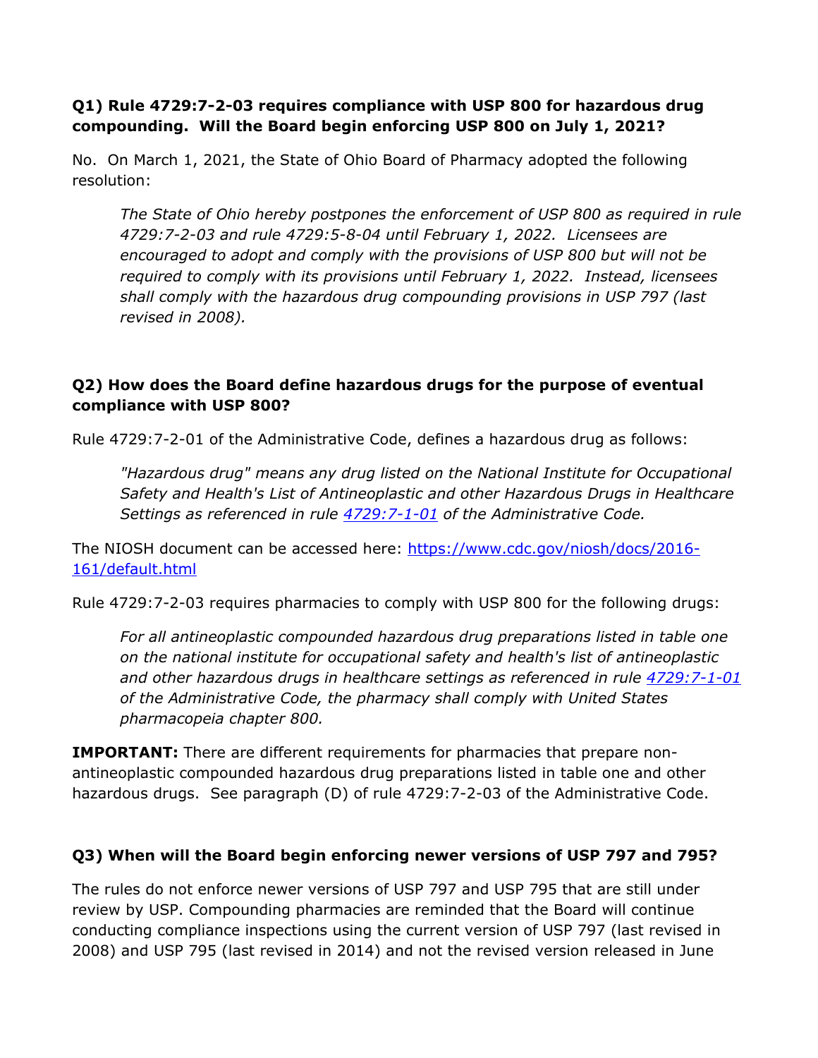**Q1) Rule 4729:7-2-03 requires compliance with USP 800 for hazardous drug compounding. Will the Board begin enforcing USP 800 on July 1, 2021?**

No. On March 1, 2021, the State of Ohio Board of Pharmacy adopted the following resolution:

> *The State of Ohio hereby postpones the enforcement of USP 800 as required in rule 4729:7-2-03 and rule 4729:5-8-04 until February 1, 2022. Licensees are encouraged to adopt and comply with the provisions of USP 800 but will not be required to comply with its provisions until February 1, 2022. Instead, licensees shall comply with the hazardous drug compounding provisions in USP 797 (last revised in 2008).*

**Q2) How does the Board define hazardous drugs for the purpose of eventual compliance with USP 800?**

Rule 4729:7-2-01 of the Administrative Code, defines a hazardous drug as follows:

> *"Hazardous drug" means any drug listed on the National Institute for Occupational Safety and Health's List of Antineoplastic and other Hazardous Drugs in Healthcare Settings as referenced in rule [4729:7-1-01]() of the Administrative Code.*

The NIOSH document can be accessed here: [https://www.cdc.gov/niosh/docs/2016-161/default.html](https://www.cdc.gov/niosh/docs/2016-161/default.html)

Rule 4729:7-2-03 requires pharmacies to comply with USP 800 for the following drugs:

> *For all antineoplastic compounded hazardous drug preparations listed in table one on the national institute for occupational safety and health's list of antineoplastic and other hazardous drugs in healthcare settings as referenced in rule [4729:7-1-01]() of the Administrative Code, the pharmacy shall comply with United States pharmacopeia chapter 800.*

**IMPORTANT:** There are different requirements for pharmacies that prepare non-antineoplastic compounded hazardous drug preparations listed in table one and other hazardous drugs. See paragraph (D) of rule 4729:7-2-03 of the Administrative Code.

**Q3) When will the Board begin enforcing newer versions of USP 797 and 795?**

The rules do not enforce newer versions of USP 797 and USP 795 that are still under review by USP. Compounding pharmacies are reminded that the Board will continue conducting compliance inspections using the current version of USP 797 (last revised in 2008) and USP 795 (last revised in 2014) and not the revised version released in June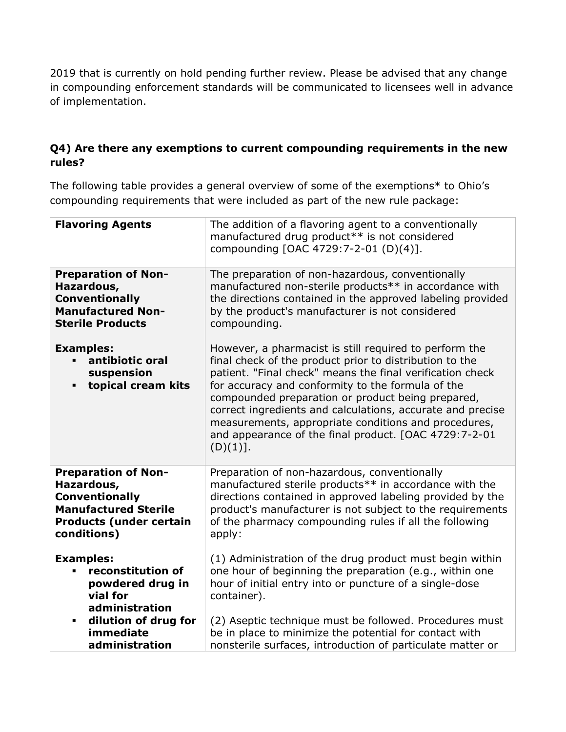2019 that is currently on hold pending further review. Please be advised that any change in compounding enforcement standards will be communicated to licensees well in advance of implementation.

### Q4) Are there any exemptions to current compounding requirements in the new rules?

The following table provides a general overview of some of the exemptions* to Ohio's compounding requirements that were included as part of the new rule package:

| | |
|---|---|
| **Flavoring Agents** | The addition of a flavoring agent to a conventionally manufactured drug product** is not considered compounding [OAC 4729:7-2-01 (D)(4)]. |
| **Preparation of Non-Hazardous, Conventionally Manufactured Non-Sterile Products**<br><br>**Examples:**<br>▪ **antibiotic oral suspension**<br>▪ **topical cream kits** | The preparation of non-hazardous, conventionally manufactured non-sterile products** in accordance with the directions contained in the approved labeling provided by the product's manufacturer is not considered compounding.<br><br>However, a pharmacist is still required to perform the final check of the product prior to distribution to the patient. "Final check" means the final verification check for accuracy and conformity to the formula of the compounded preparation or product being prepared, correct ingredients and calculations, accurate and precise measurements, appropriate conditions and procedures, and appearance of the final product. [OAC 4729:7-2-01 (D)(1)]. |
| **Preparation of Non-Hazardous, Conventionally Manufactured Sterile Products (under certain conditions)**<br><br>**Examples:**<br>▪ **reconstitution of powdered drug in vial for administration**<br>▪ **dilution of drug for immediate administration** | Preparation of non-hazardous, conventionally manufactured sterile products** in accordance with the directions contained in approved labeling provided by the product's manufacturer is not subject to the requirements of the pharmacy compounding rules if all the following apply:<br><br>(1) Administration of the drug product must begin within one hour of beginning the preparation (e.g., within one hour of initial entry into or puncture of a single-dose container).<br><br>(2) Aseptic technique must be followed. Procedures must be in place to minimize the potential for contact with nonsterile surfaces, introduction of particulate matter or |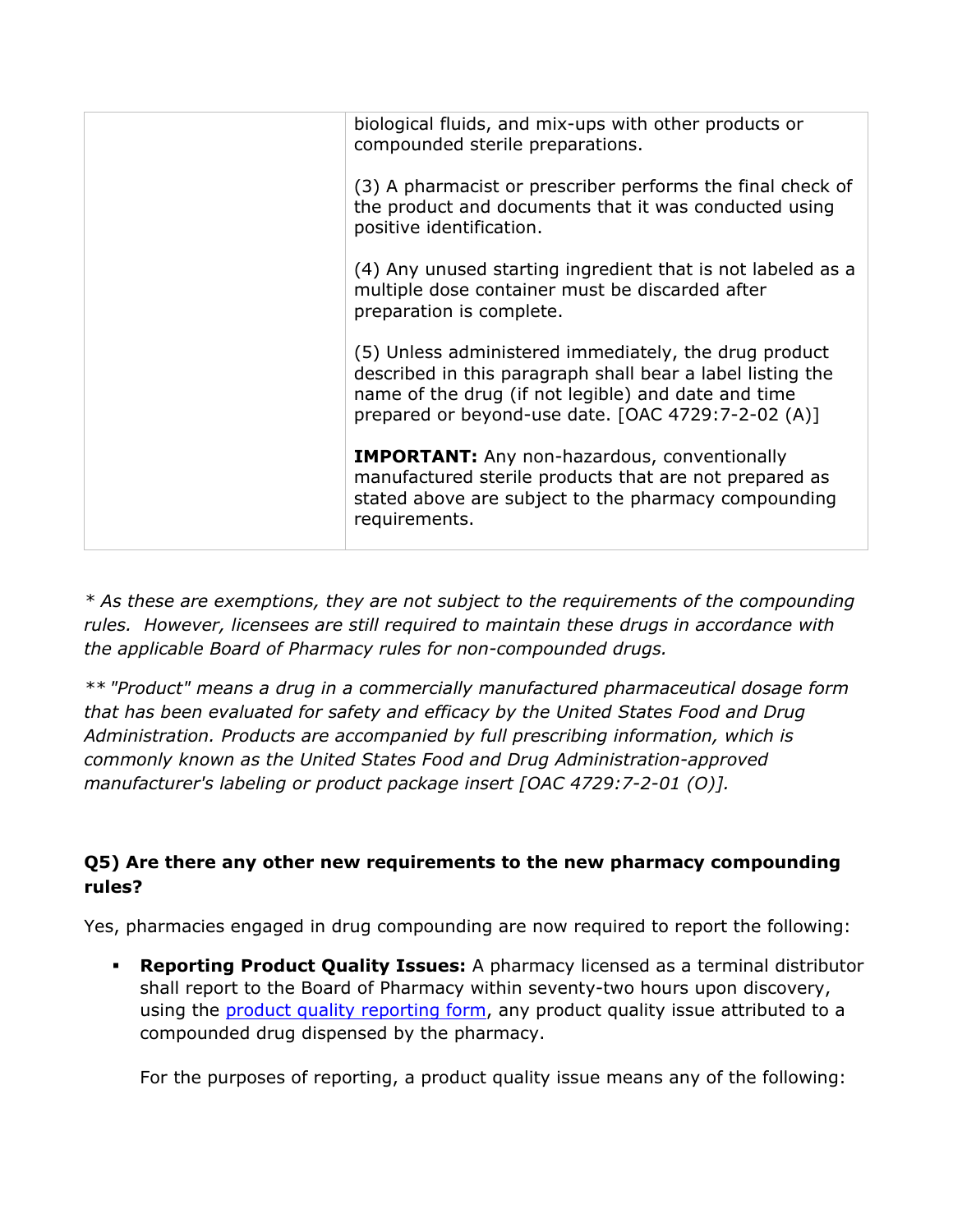| | |
|---|---|
| | biological fluids, and mix-ups with other products or compounded sterile preparations.<br><br>(3) A pharmacist or prescriber performs the final check of the product and documents that it was conducted using positive identification.<br><br>(4) Any unused starting ingredient that is not labeled as a multiple dose container must be discarded after preparation is complete.<br><br>(5) Unless administered immediately, the drug product described in this paragraph shall bear a label listing the name of the drug (if not legible) and date and time prepared or beyond-use date. [OAC 4729:7-2-02 (A)]<br><br>**IMPORTANT:** Any non-hazardous, conventionally manufactured sterile products that are not prepared as stated above are subject to the pharmacy compounding requirements. |

*\* As these are exemptions, they are not subject to the requirements of the compounding rules. However, licensees are still required to maintain these drugs in accordance with the applicable Board of Pharmacy rules for non-compounded drugs.*

*\*\* "Product" means a drug in a commercially manufactured pharmaceutical dosage form that has been evaluated for safety and efficacy by the United States Food and Drug Administration. Products are accompanied by full prescribing information, which is commonly known as the United States Food and Drug Administration-approved manufacturer's labeling or product package insert [OAC 4729:7-2-01 (O)].*

### Q5) Are there any other new requirements to the new pharmacy compounding rules?

Yes, pharmacies engaged in drug compounding are now required to report the following:

- **Reporting Product Quality Issues:** A pharmacy licensed as a terminal distributor shall report to the Board of Pharmacy within seventy-two hours upon discovery, using the product quality reporting form, any product quality issue attributed to a compounded drug dispensed by the pharmacy.

  For the purposes of reporting, a product quality issue means any of the following: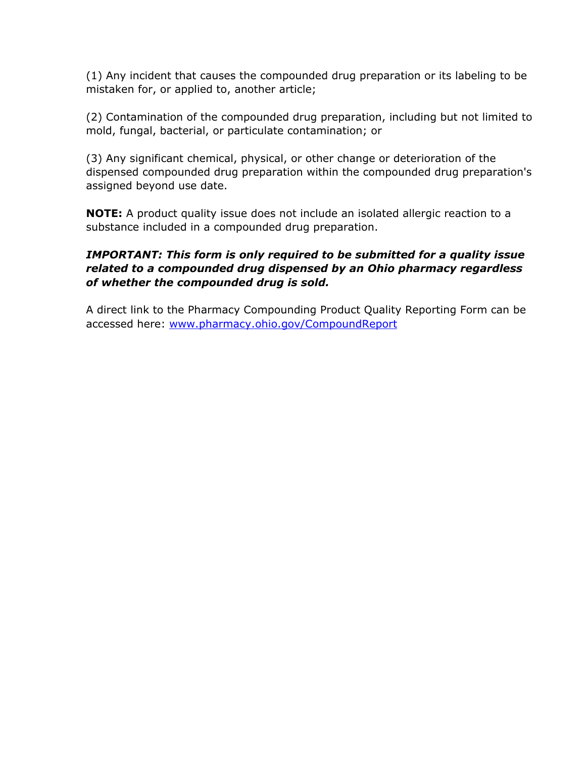(1) Any incident that causes the compounded drug preparation or its labeling to be mistaken for, or applied to, another article;

(2) Contamination of the compounded drug preparation, including but not limited to mold, fungal, bacterial, or particulate contamination; or

(3) Any significant chemical, physical, or other change or deterioration of the dispensed compounded drug preparation within the compounded drug preparation's assigned beyond use date.

**NOTE:** A product quality issue does not include an isolated allergic reaction to a substance included in a compounded drug preparation.

***IMPORTANT: This form is only required to be submitted for a quality issue related to a compounded drug dispensed by an Ohio pharmacy regardless of whether the compounded drug is sold.***

A direct link to the Pharmacy Compounding Product Quality Reporting Form can be accessed here: [www.pharmacy.ohio.gov/CompoundReport](http://www.pharmacy.ohio.gov/CompoundReport)